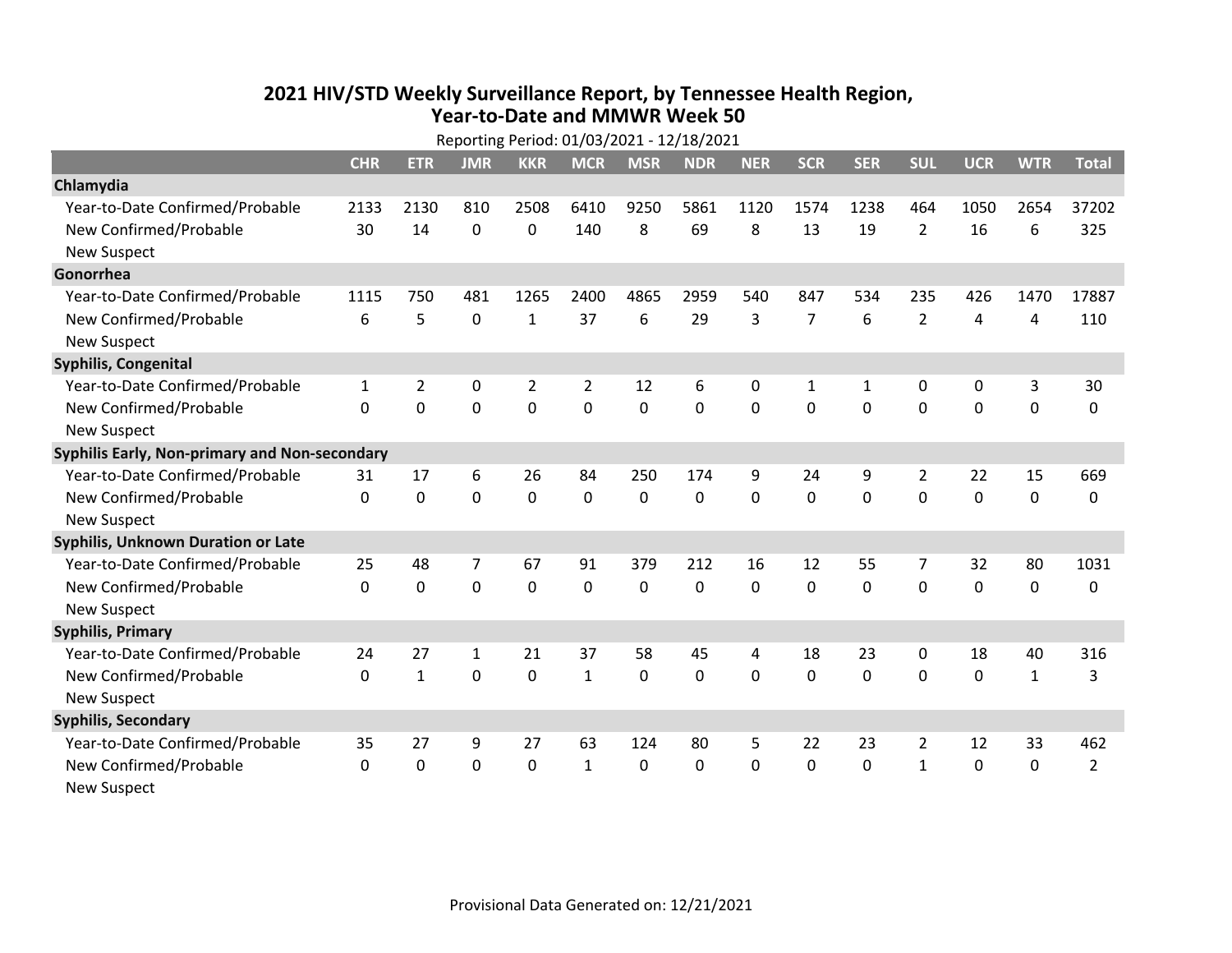# 2021 HIV/STD Weekly Surveillance Report, by Tennessee Health Region, Year-to-Date and MMWR Week 50

Reporting Period: 01/03/2021 - 12/18/2021

| | CHR | ETR | JMR | KKR | MCR | MSR | NDR | NER | SCR | SER | SUL | UCR | WTR | Total |
|---|---|---|---|---|---|---|---|---|---|---|---|---|---|---|
| **Chlamydia** | | | | | | | | | | | | | | |
| Year-to-Date Confirmed/Probable | 2133 | 2130 | 810 | 2508 | 6410 | 9250 | 5861 | 1120 | 1574 | 1238 | 464 | 1050 | 2654 | 37202 |
| New Confirmed/Probable | 30 | 14 | 0 | 0 | 140 | 8 | 69 | 8 | 13 | 19 | 2 | 16 | 6 | 325 |
| New Suspect | | | | | | | | | | | | | | |
| **Gonorrhea** | | | | | | | | | | | | | | |
| Year-to-Date Confirmed/Probable | 1115 | 750 | 481 | 1265 | 2400 | 4865 | 2959 | 540 | 847 | 534 | 235 | 426 | 1470 | 17887 |
| New Confirmed/Probable | 6 | 5 | 0 | 1 | 37 | 6 | 29 | 3 | 7 | 6 | 2 | 4 | 4 | 110 |
| New Suspect | | | | | | | | | | | | | | |
| **Syphilis, Congenital** | | | | | | | | | | | | | | |
| Year-to-Date Confirmed/Probable | 1 | 2 | 0 | 2 | 2 | 12 | 6 | 0 | 1 | 1 | 0 | 0 | 3 | 30 |
| New Confirmed/Probable | 0 | 0 | 0 | 0 | 0 | 0 | 0 | 0 | 0 | 0 | 0 | 0 | 0 | 0 |
| New Suspect | | | | | | | | | | | | | | |
| **Syphilis Early, Non-primary and Non-secondary** | | | | | | | | | | | | | | |
| Year-to-Date Confirmed/Probable | 31 | 17 | 6 | 26 | 84 | 250 | 174 | 9 | 24 | 9 | 2 | 22 | 15 | 669 |
| New Confirmed/Probable | 0 | 0 | 0 | 0 | 0 | 0 | 0 | 0 | 0 | 0 | 0 | 0 | 0 | 0 |
| New Suspect | | | | | | | | | | | | | | |
| **Syphilis, Unknown Duration or Late** | | | | | | | | | | | | | | |
| Year-to-Date Confirmed/Probable | 25 | 48 | 7 | 67 | 91 | 379 | 212 | 16 | 12 | 55 | 7 | 32 | 80 | 1031 |
| New Confirmed/Probable | 0 | 0 | 0 | 0 | 0 | 0 | 0 | 0 | 0 | 0 | 0 | 0 | 0 | 0 |
| New Suspect | | | | | | | | | | | | | | |
| **Syphilis, Primary** | | | | | | | | | | | | | | |
| Year-to-Date Confirmed/Probable | 24 | 27 | 1 | 21 | 37 | 58 | 45 | 4 | 18 | 23 | 0 | 18 | 40 | 316 |
| New Confirmed/Probable | 0 | 1 | 0 | 0 | 1 | 0 | 0 | 0 | 0 | 0 | 0 | 0 | 1 | 3 |
| New Suspect | | | | | | | | | | | | | | |
| **Syphilis, Secondary** | | | | | | | | | | | | | | |
| Year-to-Date Confirmed/Probable | 35 | 27 | 9 | 27 | 63 | 124 | 80 | 5 | 22 | 23 | 2 | 12 | 33 | 462 |
| New Confirmed/Probable | 0 | 0 | 0 | 0 | 1 | 0 | 0 | 0 | 0 | 0 | 1 | 0 | 0 | 2 |
| New Suspect | | | | | | | | | | | | | | |

Provisional Data Generated on: 12/21/2021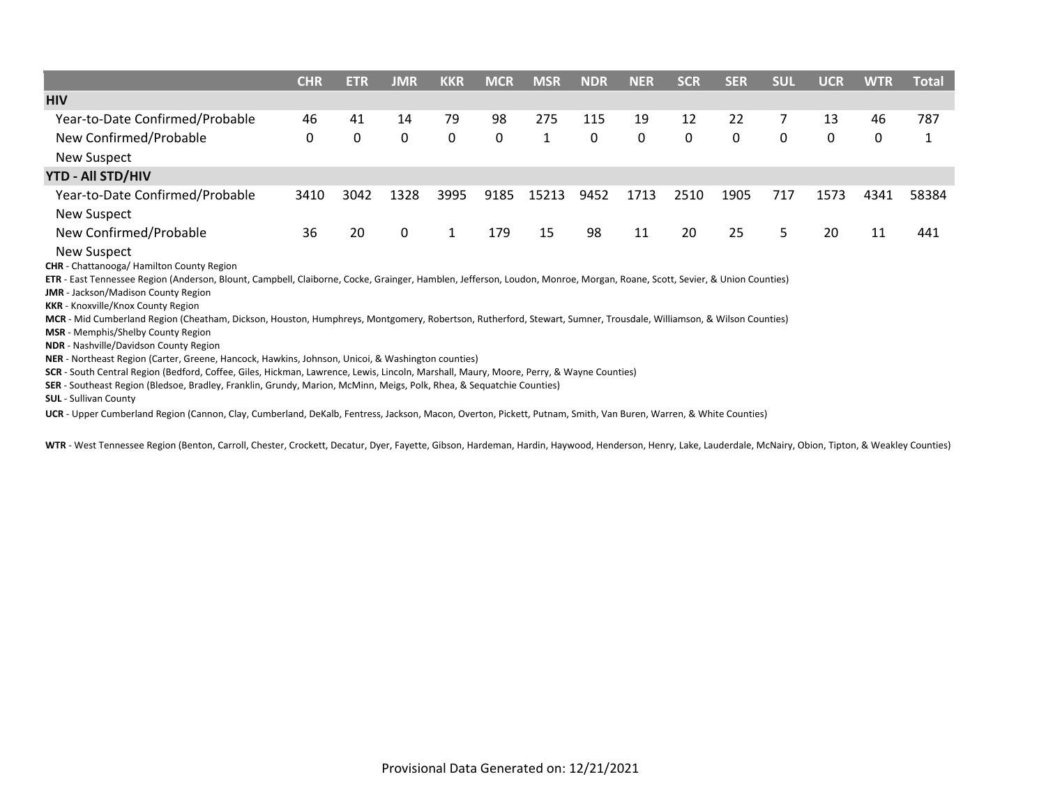| | CHR | ETR | JMR | KKR | MCR | MSR | NDR | NER | SCR | SER | SUL | UCR | WTR | Total |
|---|---|---|---|---|---|---|---|---|---|---|---|---|---|---|
| **HIV** | | | | | | | | | | | | | | |
| Year-to-Date Confirmed/Probable | 46 | 41 | 14 | 79 | 98 | 275 | 115 | 19 | 12 | 22 | 7 | 13 | 46 | 787 |
| New Confirmed/Probable | 0 | 0 | 0 | 0 | 0 | 1 | 0 | 0 | 0 | 0 | 0 | 0 | 0 | 1 |
| New Suspect | | | | | | | | | | | | | | |
| **YTD - All STD/HIV** | | | | | | | | | | | | | | |
| Year-to-Date Confirmed/Probable | 3410 | 3042 | 1328 | 3995 | 9185 | 15213 | 9452 | 1713 | 2510 | 1905 | 717 | 1573 | 4341 | 58384 |
| New Suspect | | | | | | | | | | | | | | |
| New Confirmed/Probable | 36 | 20 | 0 | 1 | 179 | 15 | 98 | 11 | 20 | 25 | 5 | 20 | 11 | 441 |
| New Suspect | | | | | | | | | | | | | | |

**CHR** - Chattanooga/ Hamilton County Region

**ETR** - East Tennessee Region (Anderson, Blount, Campbell, Claiborne, Cocke, Grainger, Hamblen, Jefferson, Loudon, Monroe, Morgan, Roane, Scott, Sevier, & Union Counties)

**JMR** - Jackson/Madison County Region

**KKR** - Knoxville/Knox County Region

**MCR** - Mid Cumberland Region (Cheatham, Dickson, Houston, Humphreys, Montgomery, Robertson, Rutherford, Stewart, Sumner, Trousdale, Williamson, & Wilson Counties)

**MSR** - Memphis/Shelby County Region

**NDR** - Nashville/Davidson County Region

**NER** - Northeast Region (Carter, Greene, Hancock, Hawkins, Johnson, Unicoi, & Washington counties)

**SCR** - South Central Region (Bedford, Coffee, Giles, Hickman, Lawrence, Lewis, Lincoln, Marshall, Maury, Moore, Perry, & Wayne Counties)

**SER** - Southeast Region (Bledsoe, Bradley, Franklin, Grundy, Marion, McMinn, Meigs, Polk, Rhea, & Sequatchie Counties)

**SUL** - Sullivan County

**UCR** - Upper Cumberland Region (Cannon, Clay, Cumberland, DeKalb, Fentress, Jackson, Macon, Overton, Pickett, Putnam, Smith, Van Buren, Warren, & White Counties)

**WTR** - West Tennessee Region (Benton, Carroll, Chester, Crockett, Decatur, Dyer, Fayette, Gibson, Hardeman, Hardin, Haywood, Henderson, Henry, Lake, Lauderdale, McNairy, Obion, Tipton, & Weakley Counties)

Provisional Data Generated on: 12/21/2021